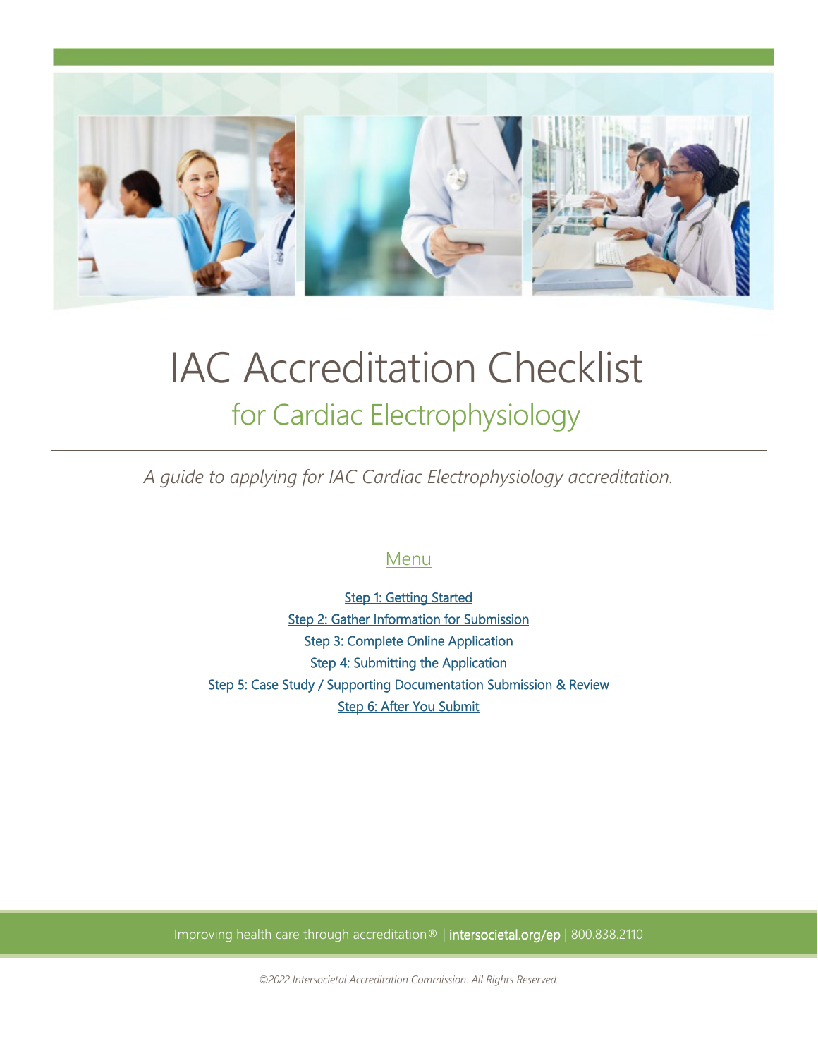# IAC Accreditation Checklist

## for Cardiac Electrophysiology

*A guide to applying for IAC Cardiac Electrophysiology accreditation.*

### Menu

Step 1: Getting Started
Step 2: Gather Information for Submission
Step 3: Complete Online Application
Step 4: Submitting the Application
Step 5: Case Study / Supporting Documentation Submission & Review
Step 6: After You Submit

Improving health care through accreditation® | intersocietal.org/ep | 800.838.2110

*©2022 Intersocietal Accreditation Commission. All Rights Reserved.*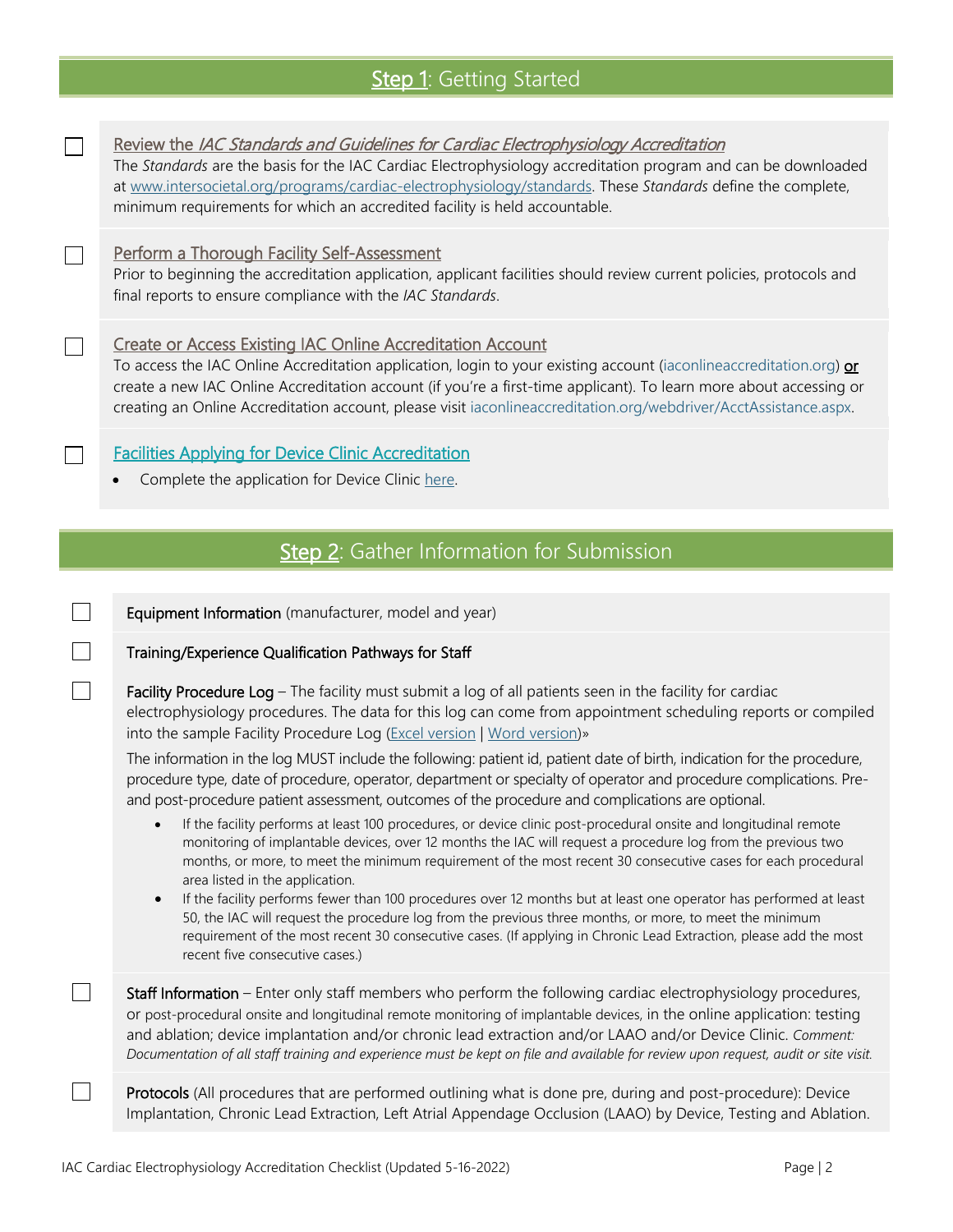## Step 1: Getting Started

- [ ] **Review the *IAC Standards and Guidelines for Cardiac Electrophysiology Accreditation***
  The *Standards* are the basis for the IAC Cardiac Electrophysiology accreditation program and can be downloaded at www.intersocietal.org/programs/cardiac-electrophysiology/standards. These *Standards* define the complete, minimum requirements for which an accredited facility is held accountable.

- [ ] **Perform a Thorough Facility Self-Assessment**
  Prior to beginning the accreditation application, applicant facilities should review current policies, protocols and final reports to ensure compliance with the *IAC Standards*.

- [ ] **Create or Access Existing IAC Online Accreditation Account**
  To access the IAC Online Accreditation application, login to your existing account (iaconlineaccreditation.org) **or** create a new IAC Online Accreditation account (if you're a first-time applicant). To learn more about accessing or creating an Online Accreditation account, please visit iaconlineaccreditation.org/webdriver/AcctAssistance.aspx.

- [ ] **Facilities Applying for Device Clinic Accreditation**
  - Complete the application for Device Clinic here.

## Step 2: Gather Information for Submission

- [ ] **Equipment Information** (manufacturer, model and year)

- [ ] **Training/Experience Qualification Pathways for Staff**

- [ ] **Facility Procedure Log** – The facility must submit a log of all patients seen in the facility for cardiac electrophysiology procedures. The data for this log can come from appointment scheduling reports or compiled into the sample Facility Procedure Log (Excel version | Word version)»

  The information in the log MUST include the following: patient id, patient date of birth, indication for the procedure, procedure type, date of procedure, operator, department or specialty of operator and procedure complications. Pre- and post-procedure patient assessment, outcomes of the procedure and complications are optional.

  - If the facility performs at least 100 procedures, or device clinic post-procedural onsite and longitudinal remote monitoring of implantable devices, over 12 months the IAC will request a procedure log from the previous two months, or more, to meet the minimum requirement of the most recent 30 consecutive cases for each procedural area listed in the application.
  - If the facility performs fewer than 100 procedures over 12 months but at least one operator has performed at least 50, the IAC will request the procedure log from the previous three months, or more, to meet the minimum requirement of the most recent 30 consecutive cases. (If applying in Chronic Lead Extraction, please add the most recent five consecutive cases.)

- [ ] **Staff Information** – Enter only staff members who perform the following cardiac electrophysiology procedures, or post-procedural onsite and longitudinal remote monitoring of implantable devices, in the online application: testing and ablation; device implantation and/or chronic lead extraction and/or LAAO and/or Device Clinic. *Comment: Documentation of all staff training and experience must be kept on file and available for review upon request, audit or site visit.*

- [ ] **Protocols** (All procedures that are performed outlining what is done pre, during and post-procedure): Device Implantation, Chronic Lead Extraction, Left Atrial Appendage Occlusion (LAAO) by Device, Testing and Ablation.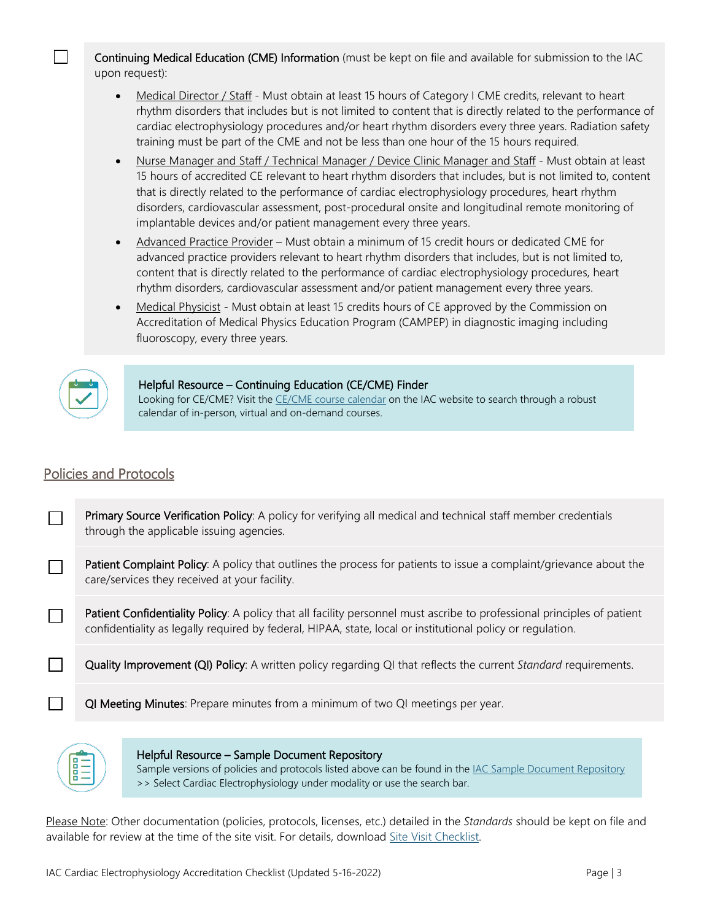- [ ] **Continuing Medical Education (CME) Information** (must be kept on file and available for submission to the IAC upon request):
  - Medical Director / Staff - Must obtain at least 15 hours of Category I CME credits, relevant to heart rhythm disorders that includes but is not limited to content that is directly related to the performance of cardiac electrophysiology procedures and/or heart rhythm disorders every three years. Radiation safety training must be part of the CME and not be less than one hour of the 15 hours required.
  - Nurse Manager and Staff / Technical Manager / Device Clinic Manager and Staff - Must obtain at least 15 hours of accredited CE relevant to heart rhythm disorders that includes, but is not limited to, content that is directly related to the performance of cardiac electrophysiology procedures, heart rhythm disorders, cardiovascular assessment, post-procedural onsite and longitudinal remote monitoring of implantable devices and/or patient management every three years.
  - Advanced Practice Provider – Must obtain a minimum of 15 credit hours or dedicated CME for advanced practice providers relevant to heart rhythm disorders that includes, but is not limited to, content that is directly related to the performance of cardiac electrophysiology procedures, heart rhythm disorders, cardiovascular assessment and/or patient management every three years.
  - Medical Physicist - Must obtain at least 15 credits hours of CE approved by the Commission on Accreditation of Medical Physics Education Program (CAMPEP) in diagnostic imaging including fluoroscopy, every three years.

**Helpful Resource – Continuing Education (CE/CME) Finder**
Looking for CE/CME? Visit the CE/CME course calendar on the IAC website to search through a robust calendar of in-person, virtual and on-demand courses.

## Policies and Protocols

- [ ] **Primary Source Verification Policy**: A policy for verifying all medical and technical staff member credentials through the applicable issuing agencies.
- [ ] **Patient Complaint Policy**: A policy that outlines the process for patients to issue a complaint/grievance about the care/services they received at your facility.
- [ ] **Patient Confidentiality Policy**: A policy that all facility personnel must ascribe to professional principles of patient confidentiality as legally required by federal, HIPAA, state, local or institutional policy or regulation.
- [ ] **Quality Improvement (QI) Policy**: A written policy regarding QI that reflects the current *Standard* requirements.
- [ ] **QI Meeting Minutes**: Prepare minutes from a minimum of two QI meetings per year.

**Helpful Resource – Sample Document Repository**
Sample versions of policies and protocols listed above can be found in the IAC Sample Document Repository >> Select Cardiac Electrophysiology under modality or use the search bar.

Please Note: Other documentation (policies, protocols, licenses, etc.) detailed in the *Standards* should be kept on file and available for review at the time of the site visit. For details, download Site Visit Checklist.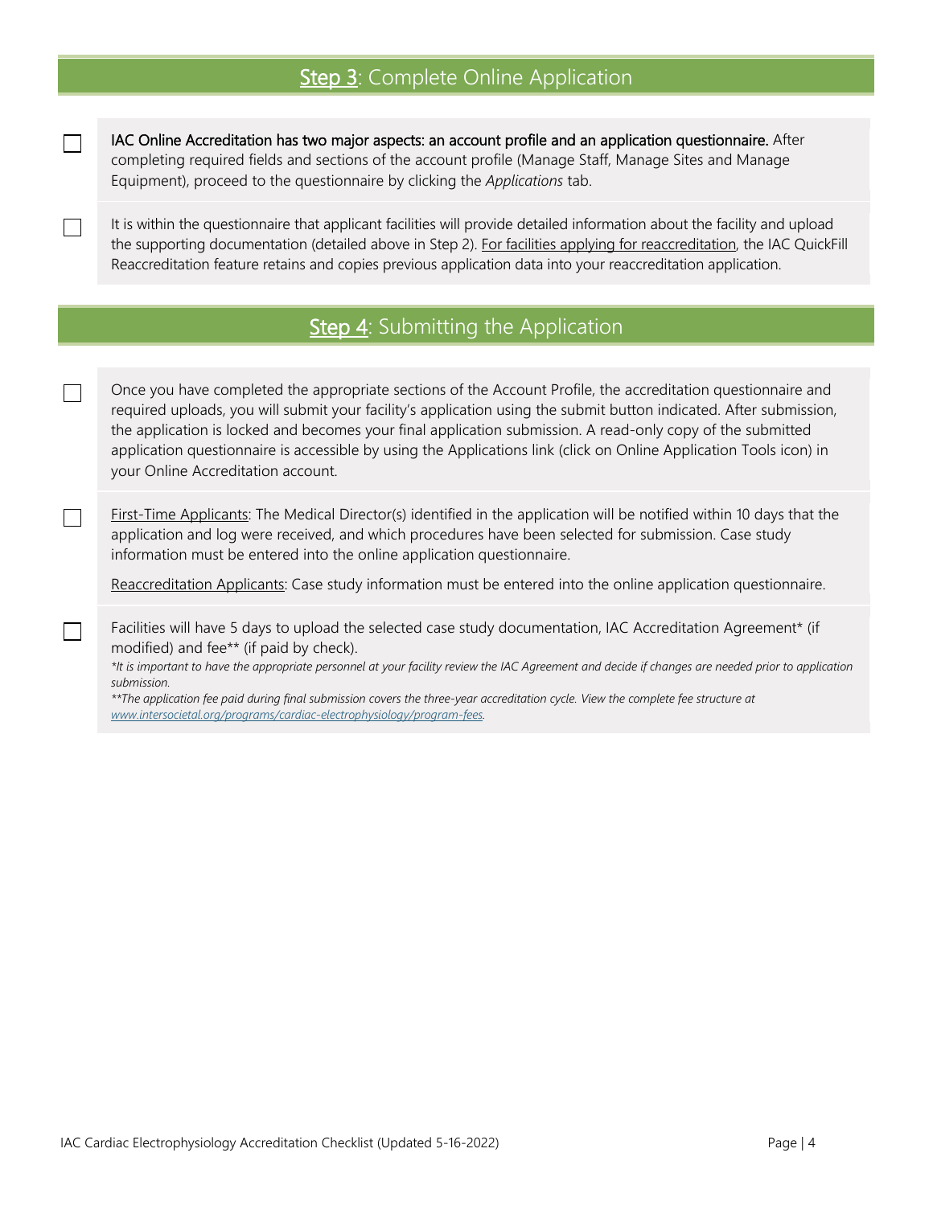## Step 3: Complete Online Application

- [ ] **IAC Online Accreditation has two major aspects: an account profile and an application questionnaire.** After completing required fields and sections of the account profile (Manage Staff, Manage Sites and Manage Equipment), proceed to the questionnaire by clicking the *Applications* tab.

- [ ] It is within the questionnaire that applicant facilities will provide detailed information about the facility and upload the supporting documentation (detailed above in Step 2). For facilities applying for reaccreditation, the IAC QuickFill Reaccreditation feature retains and copies previous application data into your reaccreditation application.

## Step 4: Submitting the Application

- [ ] Once you have completed the appropriate sections of the Account Profile, the accreditation questionnaire and required uploads, you will submit your facility's application using the submit button indicated. After submission, the application is locked and becomes your final application submission. A read-only copy of the submitted application questionnaire is accessible by using the Applications link (click on Online Application Tools icon) in your Online Accreditation account.

- [ ] First-Time Applicants: The Medical Director(s) identified in the application will be notified within 10 days that the application and log were received, and which procedures have been selected for submission. Case study information must be entered into the online application questionnaire.

  Reaccreditation Applicants: Case study information must be entered into the online application questionnaire.

- [ ] Facilities will have 5 days to upload the selected case study documentation, IAC Accreditation Agreement* (if modified) and fee** (if paid by check).

  **It is important to have the appropriate personnel at your facility review the IAC Agreement and decide if changes are needed prior to application submission.*

  ***The application fee paid during final submission covers the three-year accreditation cycle. View the complete fee structure at [www.intersocietal.org/programs/cardiac-electrophysiology/program-fees](www.intersocietal.org/programs/cardiac-electrophysiology/program-fees).*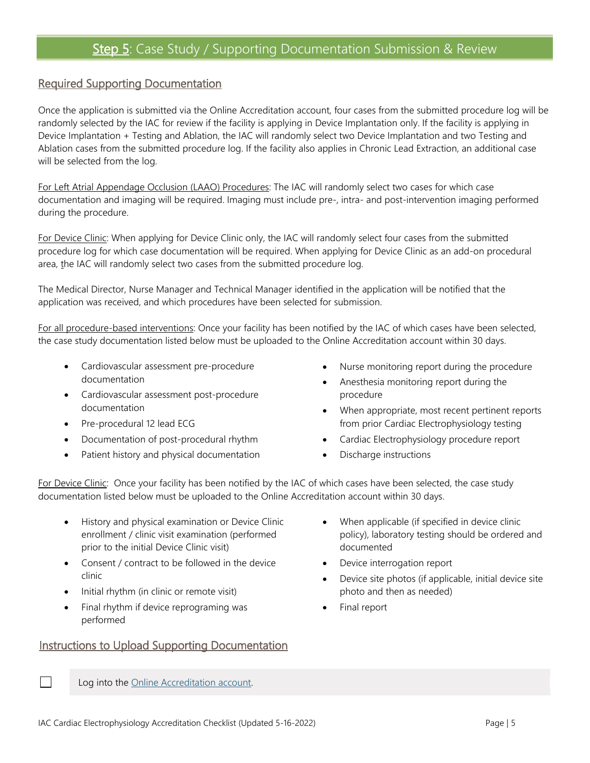## Step 5: Case Study / Supporting Documentation Submission & Review

### Required Supporting Documentation

Once the application is submitted via the Online Accreditation account, four cases from the submitted procedure log will be randomly selected by the IAC for review if the facility is applying in Device Implantation only. If the facility is applying in Device Implantation + Testing and Ablation, the IAC will randomly select two Device Implantation and two Testing and Ablation cases from the submitted procedure log. If the facility also applies in Chronic Lead Extraction, an additional case will be selected from the log.

For Left Atrial Appendage Occlusion (LAAO) Procedures: The IAC will randomly select two cases for which case documentation and imaging will be required. Imaging must include pre-, intra- and post-intervention imaging performed during the procedure.

For Device Clinic: When applying for Device Clinic only, the IAC will randomly select four cases from the submitted procedure log for which case documentation will be required. When applying for Device Clinic as an add-on procedural area, the IAC will randomly select two cases from the submitted procedure log.

The Medical Director, Nurse Manager and Technical Manager identified in the application will be notified that the application was received, and which procedures have been selected for submission.

For all procedure-based interventions: Once your facility has been notified by the IAC of which cases have been selected, the case study documentation listed below must be uploaded to the Online Accreditation account within 30 days.

- Cardiovascular assessment pre-procedure documentation
- Cardiovascular assessment post-procedure documentation
- Pre-procedural 12 lead ECG
- Documentation of post-procedural rhythm
- Patient history and physical documentation
- Nurse monitoring report during the procedure
- Anesthesia monitoring report during the procedure
- When appropriate, most recent pertinent reports from prior Cardiac Electrophysiology testing
- Cardiac Electrophysiology procedure report
- Discharge instructions

For Device Clinic: Once your facility has been notified by the IAC of which cases have been selected, the case study documentation listed below must be uploaded to the Online Accreditation account within 30 days.

- History and physical examination or Device Clinic enrollment / clinic visit examination (performed prior to the initial Device Clinic visit)
- Consent / contract to be followed in the device clinic
- Initial rhythm (in clinic or remote visit)
- Final rhythm if device reprograming was performed
- When applicable (if specified in device clinic policy), laboratory testing should be ordered and documented
- Device interrogation report
- Device site photos (if applicable, initial device site photo and then as needed)
- Final report

### Instructions to Upload Supporting Documentation

- [ ] Log into the Online Accreditation account.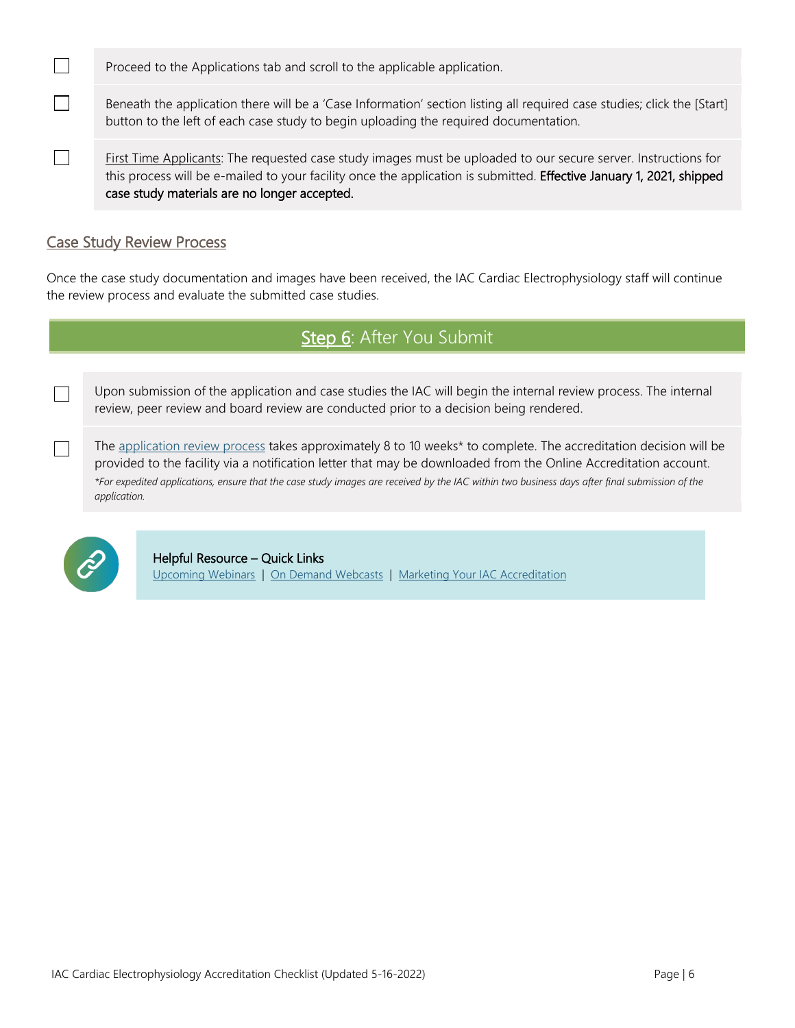- [ ] Proceed to the Applications tab and scroll to the applicable application.
- [ ] Beneath the application there will be a 'Case Information' section listing all required case studies; click the [Start] button to the left of each case study to begin uploading the required documentation.
- [ ] First Time Applicants: The requested case study images must be uploaded to our secure server. Instructions for this process will be e-mailed to your facility once the application is submitted. **Effective January 1, 2021, shipped case study materials are no longer accepted.**

### Case Study Review Process

Once the case study documentation and images have been received, the IAC Cardiac Electrophysiology staff will continue the review process and evaluate the submitted case studies.

## Step 6: After You Submit

- [ ] Upon submission of the application and case studies the IAC will begin the internal review process. The internal review, peer review and board review are conducted prior to a decision being rendered.
- [ ] The application review process takes approximately 8 to 10 weeks* to complete. The accreditation decision will be provided to the facility via a notification letter that may be downloaded from the Online Accreditation account.
  *\*For expedited applications, ensure that the case study images are received by the IAC within two business days after final submission of the application.*

Helpful Resource – Quick Links
Upcoming Webinars | On Demand Webcasts | Marketing Your IAC Accreditation